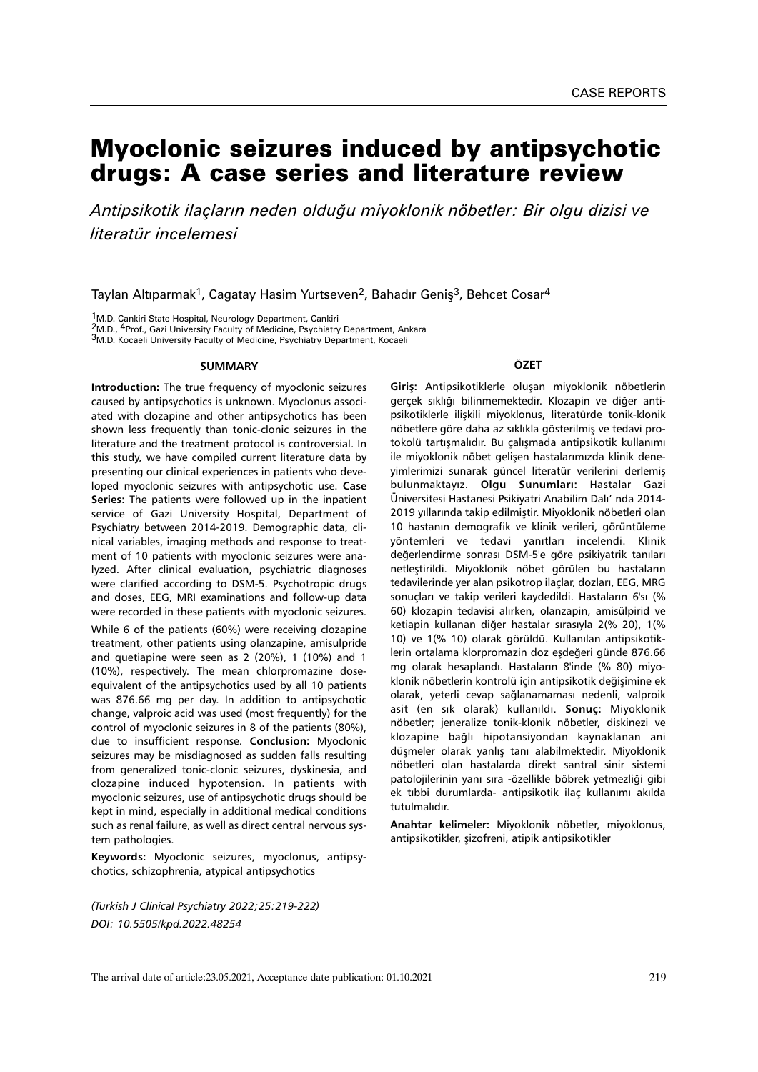CASE REPORTS

# Myoclonic seizures induced by antipsychotic drugs: A case series and literature review

*Antipsikotik ilaçların neden olduğu miyoklonik nöbetler: Bir olgu dizisi ve literatür incelemesi*

Taylan Altıparmak[1], Cagatay Hasim Yurtseven[2], Bahadır Geniş[3], Behcet Cosar[4]

[1]M.D. Cankiri State Hospital, Neurology Department, Cankiri
[2]M.D., [4]Prof., Gazi University Faculty of Medicine, Psychiatry Department, Ankara
[3]M.D. Kocaeli University Faculty of Medicine, Psychiatry Department, Kocaeli

## SUMMARY

**Introduction:** The true frequency of myoclonic seizures caused by antipsychotics is unknown. Myoclonus associated with clozapine and other antipsychotics has been shown less frequently than tonic-clonic seizures in the literature and the treatment protocol is controversial. In this study, we have compiled current literature data by presenting our clinical experiences in patients who developed myoclonic seizures with antipsychotic use. **Case Series:** The patients were followed up in the inpatient service of Gazi University Hospital, Department of Psychiatry between 2014-2019. Demographic data, clinical variables, imaging methods and response to treatment of 10 patients with myoclonic seizures were analyzed. After clinical evaluation, psychiatric diagnoses were clarified according to DSM-5. Psychotropic drugs and doses, EEG, MRI examinations and follow-up data were recorded in these patients with myoclonic seizures.

While 6 of the patients (60%) were receiving clozapine treatment, other patients using olanzapine, amisulpride and quetiapine were seen as 2 (20%), 1 (10%) and 1 (10%), respectively. The mean chlorpromazine dose-equivalent of the antipsychotics used by all 10 patients was 876.66 mg per day. In addition to antipsychotic change, valproic acid was used (most frequently) for the control of myoclonic seizures in 8 of the patients (80%), due to insufficient response. **Conclusion:** Myoclonic seizures may be misdiagnosed as sudden falls resulting from generalized tonic-clonic seizures, dyskinesia, and clozapine induced hypotension. In patients with myoclonic seizures, use of antipsychotic drugs should be kept in mind, especially in additional medical conditions such as renal failure, as well as direct central nervous system pathologies.

**Keywords:** Myoclonic seizures, myoclonus, antipsychotics, schizophrenia, atypical antipsychotics

## ÖZET

**Giriş:** Antipsikotiklerle oluşan miyoklonik nöbetlerin gerçek sıklığı bilinmemektedir. Klozapin ve diğer antipsikotiklerle ilişkili miyoklonus, literatürde tonik-klonik nöbetlere göre daha az sıklıkla gösterilmiş ve tedavi protokolü tartışmalıdır. Bu çalışmada antipsikotik kullanımı ile miyoklonik nöbet gelişen hastalarımızda klinik deneyimlerimizi sunarak güncel literatür verilerini derlemiş bulunmaktayız. **Olgu Sunumları:** Hastalar Gazi Üniversitesi Hastanesi Psikiyatri Anabilim Dalı' nda 2014-2019 yıllarında takip edilmiştir. Miyoklonik nöbetleri olan 10 hastanın demografik ve klinik verileri, görüntüleme yöntemleri ve tedavi yanıtları incelendi. Klinik değerlendirme sonrası DSM-5'e göre psikiyatrik tanıları netleştirildi. Miyoklonik nöbet görülen bu hastaların tedavilerinde yer alan psikotrop ilaçlar, dozları, EEG, MRG sonuçları ve takip verileri kaydedildi. Hastaların 6'sı (% 60) klozapin tedavisi alırken, olanzapin, amisülpirid ve ketiapin kullanan diğer hastalar sırasıyla 2(% 20), 1(% 10) ve 1(% 10) olarak görüldü. Kullanılan antipsikotiklerin ortalama klorpromazin doz eşdeğeri günde 876.66 mg olarak hesaplandı. Hastaların 8'inde (% 80) miyoklonik nöbetlerin kontrolü için antipsikotik değişimine ek olarak, yeterli cevap sağlanamaması nedenli, valproik asit (en sık olarak) kullanıldı. **Sonuç:** Miyoklonik nöbetler; jeneralize tonik-klonik nöbetler, diskinezi ve klozapine bağlı hipotansiyondan kaynaklanan ani düşmeler olarak yanlış tanı alabilmektedir. Miyoklonik nöbetleri olan hastalarda direkt santral sinir sistemi patolojilerinin yanı sıra -özellikle böbrek yetmezliği gibi ek tıbbi durumlarda- antipsikotik ilaç kullanımı akılda tutulmalıdır.

**Anahtar kelimeler:** Miyoklonik nöbetler, miyoklonus, antipsikotikler, şizofreni, atipik antipsikotikler

*(Turkish J Clinical Psychiatry 2022;25:219-222)*
*DOI: 10.5505/kpd.2022.48254*

The arrival date of article:23.05.2021, Acceptance date publication: 01.10.2021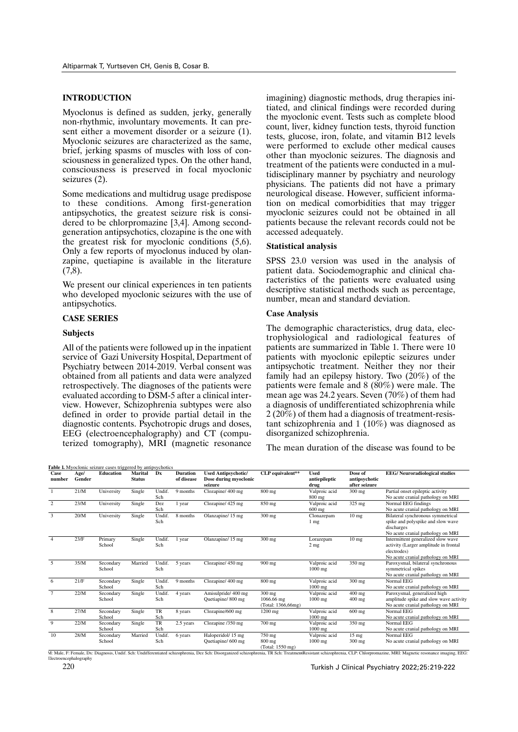## INTRODUCTION

Myoclonus is defined as sudden, jerky, generally non-rhythmic, involuntary movements. It can present either a movement disorder or a seizure (1). Myoclonic seizures are characterized as the same, brief, jerking spasms of muscles with loss of consciousness in generalized types. On the other hand, consciousness is preserved in focal myoclonic seizures (2).

Some medications and multidrug usage predispose to these conditions. Among first-generation antipsychotics, the greatest seizure risk is considered to be chlorpromazine [3,4]. Among second-generation antipsychotics, clozapine is the one with the greatest risk for myoclonic conditions (5,6). Only a few reports of myoclonus induced by olanzapine, quetiapine is available in the literature (7,8).

We present our clinical experiences in ten patients who developed myoclonic seizures with the use of antipsychotics.

## CASE SERIES

### Subjects

All of the patients were followed up in the inpatient service of Gazi University Hospital, Department of Psychiatry between 2014-2019. Verbal consent was obtained from all patients and data were analyzed retrospectively. The diagnoses of the patients were evaluated according to DSM-5 after a clinical interview. However, Schizophrenia subtypes were also defined in order to provide partial detail in the diagnostic contents. Psychotropic drugs and doses, EEG (electroencephalography) and CT (computerized tomography), MRI (magnetic resonance imagining) diagnostic methods, drug therapies initiated, and clinical findings were recorded during the myoclonic event. Tests such as complete blood count, liver, kidney function tests, thyroid function tests, glucose, iron, folate, and vitamin B12 levels were performed to exclude other medical causes other than myoclonic seizures. The diagnosis and treatment of the patients were conducted in a multidisciplinary manner by psychiatry and neurology physicians. The patients did not have a primary neurological disease. However, sufficient information on medical comorbidities that may trigger myoclonic seizures could not be obtained in all patients because the relevant records could not be accessed adequately.

### Statistical analysis

SPSS 23.0 version was used in the analysis of patient data. Sociodemographic and clinical characteristics of the patients were evaluated using descriptive statistical methods such as percentage, number, mean and standard deviation.

### Case Analysis

The demographic characteristics, drug data, electrophysiological and radiological features of patients are summarized in Table 1. There were 10 patients with myoclonic epileptic seizures under antipsychotic treatment. Neither they nor their family had an epilepsy history. Two (20%) of the patients were female and 8 (80%) were male. The mean age was 24.2 years. Seven (70%) of them had a diagnosis of undifferentiated schizophrenia while 2 (20%) of them had a diagnosis of treatment-resistant schizophrenia and 1 (10%) was diagnosed as disorganized schizophrenia.

The mean duration of the disease was found to be

**Table 1.** Myoclonic seizure cases triggered by antipsychotics

| Case number | Age/ Gender | Education | Marital Status | Dx | Duration of disease | Used Antipsychotic/ Dose during myoclonic seizure | CLP equivalent** | Used antipileptic drug | Dose of antipsychotic after seizure | EEG/ Neuroradiological studies |
|---|---|---|---|---|---|---|---|---|---|---|
| 1 | 21/M | University | Single | Undif. Sch | 9 months | Clozapine/ 400 mg | 800 mg | Valproic acid 800 mg | 300 mg | Partial onset epileptic activity<br>No acute cranial pathology on MRI |
| 2 | 23/M | University | Single | Dez Sch | 1 year | Clozapine/ 425 mg | 850 mg | Valproic acid 600 mg | 325 mg | Normal EEG findings<br>No acute cranial pathology on MRI |
| 3 | 20/M | University | Single | Undif. Sch | 8 months | Olanzapine/ 15 mg | 300 mg | Clonazepam 1 mg | 10 mg | Bilateral synchronous symmetrical spike and polyspike and slow wave discharges<br>No acute cranial pathology on MRI |
| 4 | 23/F | Primary School | Single | Undif. Sch | 1 year | Olanzapine/ 15 mg | 300 mg | Lorazepam 2 mg | 10 mg | Intermittent generalized slow wave activity (Larger amplitude in frontal electrodes)<br>No acute cranial pathology on MRI |
| 5 | 35/M | Secondary School | Married | Undif. Sch | 5 years | Clozapine/ 450 mg | 900 mg | Valproic acid 1000 mg | 350 mg | Paroxysmal, bilateral synchronous symmetrical spikes<br>No acute cranial pathology on MRI |
| 6 | 21/F | Secondary School | Single | Undif. Sch | 9 months | Clozapine/ 400 mg | 800 mg | Valproic acid 1000 mg | 300 mg | Normal EEG<br>No acute cranial pathology on MRI |
| 7 | 22/M | Secondary School | Single | Undif. Sch | 4 years | Amisulpride/ 400 mg<br>Quetiapine/ 800 mg | 300 mg<br>1066.66 mg<br>(Total: 1366,66mg) | Valproic acid 1000 mg | 400 mg<br>400 mg | Paroxysmal, generalized high amplitude spike and slow wave activity<br>No acute cranial pathology on MRI |
| 8 | 27/M | Secondary School | Single | TR Sch | 8 years | Clozapine/600 mg | 1200 mg | Valproic acid 1000 mg | 600 mg | Normal EEG<br>No acute cranial pathology on MRI |
| 9 | 22/M | Secondary School | Single | TR Sch | 2.5 years | Clozapine /350 mg | 700 mg | Valproic acid 1000 mg | 350 mg | Normal EEG<br>No acute cranial pathology on MRI |
| 10 | 28/M | Secondary School | Married | Undif. Sch | 6 years | Haloperidol/ 15 mg<br>Quetiapine/ 600 mg | 750 mg<br>800 mg<br>(Total: 1550 mg) | Valproic acid 1000 mg | 15 mg<br>300 mg | Normal EEG<br>No acute cranial pathology on MRI |

M: Male, F: Female, Dx: Diagnosis, Undif. Sch: Undifferentiated schizophrenia, Dez Sch: Disorganized schizophrenia, TR Sch: TreatmentResistant schizophrenia, CLP: Chlorpromazine, MRI: Magnetic resonance imaging, EEG: Electroencephalography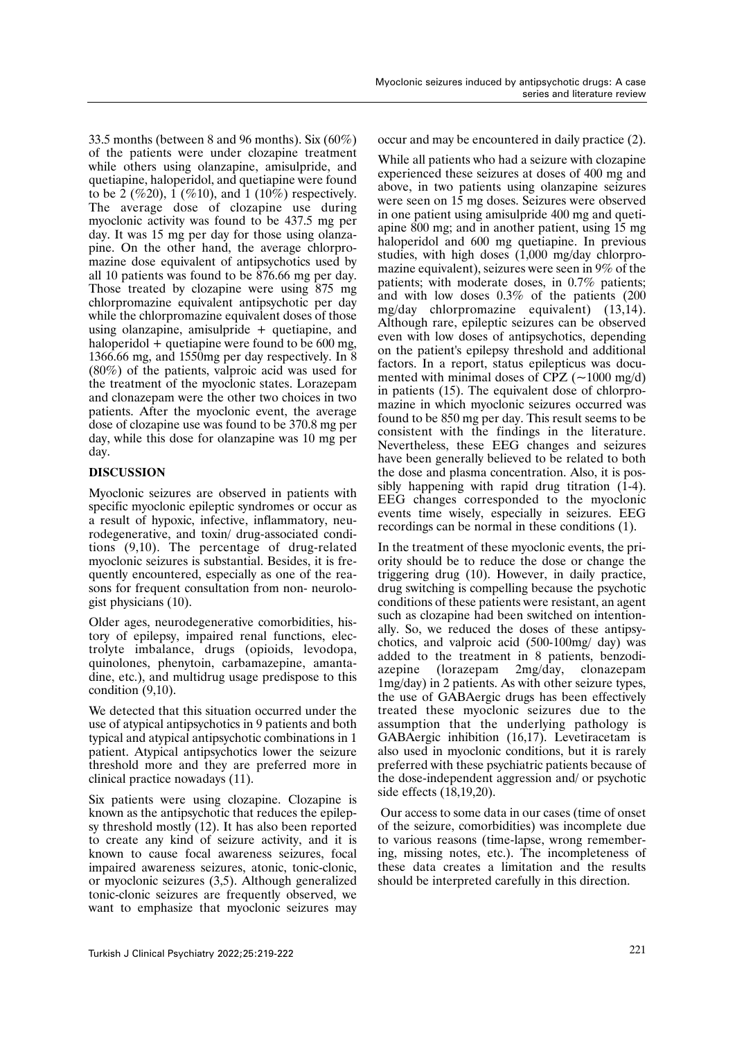33.5 months (between 8 and 96 months). Six (60%) of the patients were under clozapine treatment while others using olanzapine, amisulpride, and quetiapine, haloperidol, and quetiapine were found to be 2 (%20), 1 (%10), and 1 (10%) respectively. The average dose of clozapine use during myoclonic activity was found to be 437.5 mg per day. It was 15 mg per day for those using olanzapine. On the other hand, the average chlorpromazine dose equivalent of antipsychotics used by all 10 patients was found to be 876.66 mg per day. Those treated by clozapine were using 875 mg chlorpromazine equivalent antipsychotic per day while the chlorpromazine equivalent doses of those using olanzapine, amisulpride + quetiapine, and haloperidol + quetiapine were found to be 600 mg, 1366.66 mg, and 1550mg per day respectively. In 8 (80%) of the patients, valproic acid was used for the treatment of the myoclonic states. Lorazepam and clonazepam were the other two choices in two patients. After the myoclonic event, the average dose of clozapine use was found to be 370.8 mg per day, while this dose for olanzapine was 10 mg per day.

## DISCUSSION

Myoclonic seizures are observed in patients with specific myoclonic epileptic syndromes or occur as a result of hypoxic, infective, inflammatory, neurodegenerative, and toxin/ drug-associated conditions (9,10). The percentage of drug-related myoclonic seizures is substantial. Besides, it is frequently encountered, especially as one of the reasons for frequent consultation from non- neurologist physicians (10).

Older ages, neurodegenerative comorbidities, history of epilepsy, impaired renal functions, electrolyte imbalance, drugs (opioids, levodopa, quinolones, phenytoin, carbamazepine, amantadine, etc.), and multidrug usage predispose to this condition (9,10).

We detected that this situation occurred under the use of atypical antipsychotics in 9 patients and both typical and atypical antipsychotic combinations in 1 patient. Atypical antipsychotics lower the seizure threshold more and they are preferred more in clinical practice nowadays (11).

Six patients were using clozapine. Clozapine is known as the antipsychotic that reduces the epilepsy threshold mostly (12). It has also been reported to create any kind of seizure activity, and it is known to cause focal awareness seizures, focal impaired awareness seizures, atonic, tonic-clonic, or myoclonic seizures (3,5). Although generalized tonic-clonic seizures are frequently observed, we want to emphasize that myoclonic seizures may occur and may be encountered in daily practice (2).

While all patients who had a seizure with clozapine experienced these seizures at doses of 400 mg and above, in two patients using olanzapine seizures were seen on 15 mg doses. Seizures were observed in one patient using amisulpride 400 mg and quetiapine 800 mg; and in another patient, using 15 mg haloperidol and 600 mg quetiapine. In previous studies, with high doses (1,000 mg/day chlorpromazine equivalent), seizures were seen in 9% of the patients; with moderate doses, in 0.7% patients; and with low doses 0.3% of the patients (200 mg/day chlorpromazine equivalent) (13,14). Although rare, epileptic seizures can be observed even with low doses of antipsychotics, depending on the patient's epilepsy threshold and additional factors. In a report, status epilepticus was documented with minimal doses of CPZ (~1000 mg/d) in patients (15). The equivalent dose of chlorpromazine in which myoclonic seizures occurred was found to be 850 mg per day. This result seems to be consistent with the findings in the literature. Nevertheless, these EEG changes and seizures have been generally believed to be related to both the dose and plasma concentration. Also, it is possibly happening with rapid drug titration (1-4). EEG changes corresponded to the myoclonic events time wisely, especially in seizures. EEG recordings can be normal in these conditions (1).

In the treatment of these myoclonic events, the priority should be to reduce the dose or change the triggering drug (10). However, in daily practice, drug switching is compelling because the psychotic conditions of these patients were resistant, an agent such as clozapine had been switched on intentionally. So, we reduced the doses of these antipsychotics, and valproic acid (500-100mg/ day) was added to the treatment in 8 patients, benzodiazepine (lorazepam 2mg/day, clonazepam 1mg/day) in 2 patients. As with other seizure types, the use of GABAergic drugs has been effectively treated these myoclonic seizures due to the assumption that the underlying pathology is GABAergic inhibition (16,17). Levetiracetam is also used in myoclonic conditions, but it is rarely preferred with these psychiatric patients because of the dose-independent aggression and/ or psychotic side effects (18,19,20).

Our access to some data in our cases (time of onset of the seizure, comorbidities) was incomplete due to various reasons (time-lapse, wrong remembering, missing notes, etc.). The incompleteness of these data creates a limitation and the results should be interpreted carefully in this direction.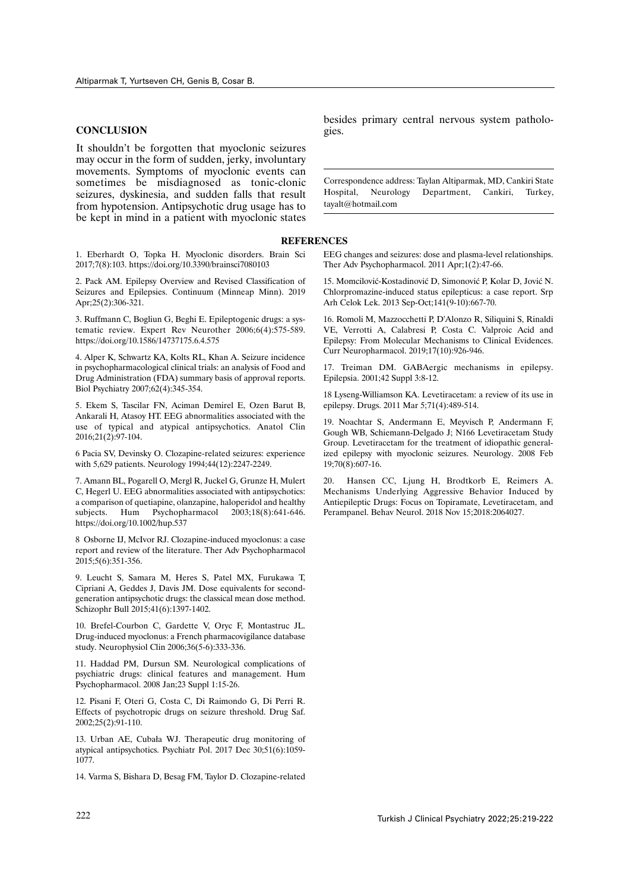## CONCLUSION

It shouldn't be forgotten that myoclonic seizures may occur in the form of sudden, jerky, involuntary movements. Symptoms of myoclonic events can sometimes be misdiagnosed as tonic-clonic seizures, dyskinesia, and sudden falls that result from hypotension. Antipsychotic drug usage has to be kept in mind in a patient with myoclonic states besides primary central nervous system pathologies.

Correspondence address: Taylan Altiparmak, MD, Cankiri State Hospital, Neurology Department, Cankiri, Turkey, tayalt@hotmail.com

## REFERENCES

1. Eberhardt O, Topka H. Myoclonic disorders. Brain Sci 2017;7(8):103. https://doi.org/10.3390/brainsci7080103

2. Pack AM. Epilepsy Overview and Revised Classification of Seizures and Epilepsies. Continuum (Minneap Minn). 2019 Apr;25(2):306-321.

3. Ruffmann C, Bogliun G, Beghi E. Epileptogenic drugs: a systematic review. Expert Rev Neurother 2006;6(4):575-589. https://doi.org/10.1586/14737175.6.4.575

4. Alper K, Schwartz KA, Kolts RL, Khan A. Seizure incidence in psychopharmacological clinical trials: an analysis of Food and Drug Administration (FDA) summary basis of approval reports. Biol Psychiatry 2007;62(4):345-354.

5. Ekem S, Tascilar FN, Aciman Demirel E, Ozen Barut B, Ankarali H, Atasoy HT. EEG abnormalities associated with the use of typical and atypical antipsychotics. Anatol Clin 2016;21(2):97-104.

6 Pacia SV, Devinsky O. Clozapine-related seizures: experience with 5,629 patients. Neurology 1994;44(12):2247-2249.

7. Amann BL, Pogarell O, Mergl R, Juckel G, Grunze H, Mulert C, Hegerl U. EEG abnormalities associated with antipsychotics: a comparison of quetiapine, olanzapine, haloperidol and healthy subjects. Hum Psychopharmacol 2003;18(8):641-646. https://doi.org/10.1002/hup.537

8 Osborne IJ, McIvor RJ. Clozapine-induced myoclonus: a case report and review of the literature. Ther Adv Psychopharmacol 2015;5(6):351-356.

9. Leucht S, Samara M, Heres S, Patel MX, Furukawa T, Cipriani A, Geddes J, Davis JM. Dose equivalents for second-generation antipsychotic drugs: the classical mean dose method. Schizophr Bull 2015;41(6):1397-1402.

10. Brefel-Courbon C, Gardette V, Oryc F, Montastruc JL. Drug-induced myoclonus: a French pharmacovigilance database study. Neurophysiol Clin 2006;36(5-6):333-336.

11. Haddad PM, Dursun SM. Neurological complications of psychiatric drugs: clinical features and management. Hum Psychopharmacol. 2008 Jan;23 Suppl 1:15-26.

12. Pisani F, Oteri G, Costa C, Di Raimondo G, Di Perri R. Effects of psychotropic drugs on seizure threshold. Drug Saf. 2002;25(2):91-110.

13. Urban AE, Cubała WJ. Therapeutic drug monitoring of atypical antipsychotics. Psychiatr Pol. 2017 Dec 30;51(6):1059-1077.

14. Varma S, Bishara D, Besag FM, Taylor D. Clozapine-related EEG changes and seizures: dose and plasma-level relationships. Ther Adv Psychopharmacol. 2011 Apr;1(2):47-66.

15. Momcilović-Kostadinović D, Simonović P, Kolar D, Jović N. Chlorpromazine-induced status epilepticus: a case report. Srp Arh Celok Lek. 2013 Sep-Oct;141(9-10):667-70.

16. Romoli M, Mazzocchetti P, D'Alonzo R, Siliquini S, Rinaldi VE, Verrotti A, Calabresi P, Costa C. Valproic Acid and Epilepsy: From Molecular Mechanisms to Clinical Evidences. Curr Neuropharmacol. 2019;17(10):926-946.

17. Treiman DM. GABAergic mechanisms in epilepsy. Epilepsia. 2001;42 Suppl 3:8-12.

18 Lyseng-Williamson KA. Levetiracetam: a review of its use in epilepsy. Drugs. 2011 Mar 5;71(4):489-514.

19. Noachtar S, Andermann E, Meyvisch P, Andermann F, Gough WB, Schiemann-Delgado J; N166 Levetiracetam Study Group. Levetiracetam for the treatment of idiopathic generalized epilepsy with myoclonic seizures. Neurology. 2008 Feb 19;70(8):607-16.

20. Hansen CC, Ljung H, Brodtkorb E, Reimers A. Mechanisms Underlying Aggressive Behavior Induced by Antiepileptic Drugs: Focus on Topiramate, Levetiracetam, and Perampanel. Behav Neurol. 2018 Nov 15;2018:2064027.